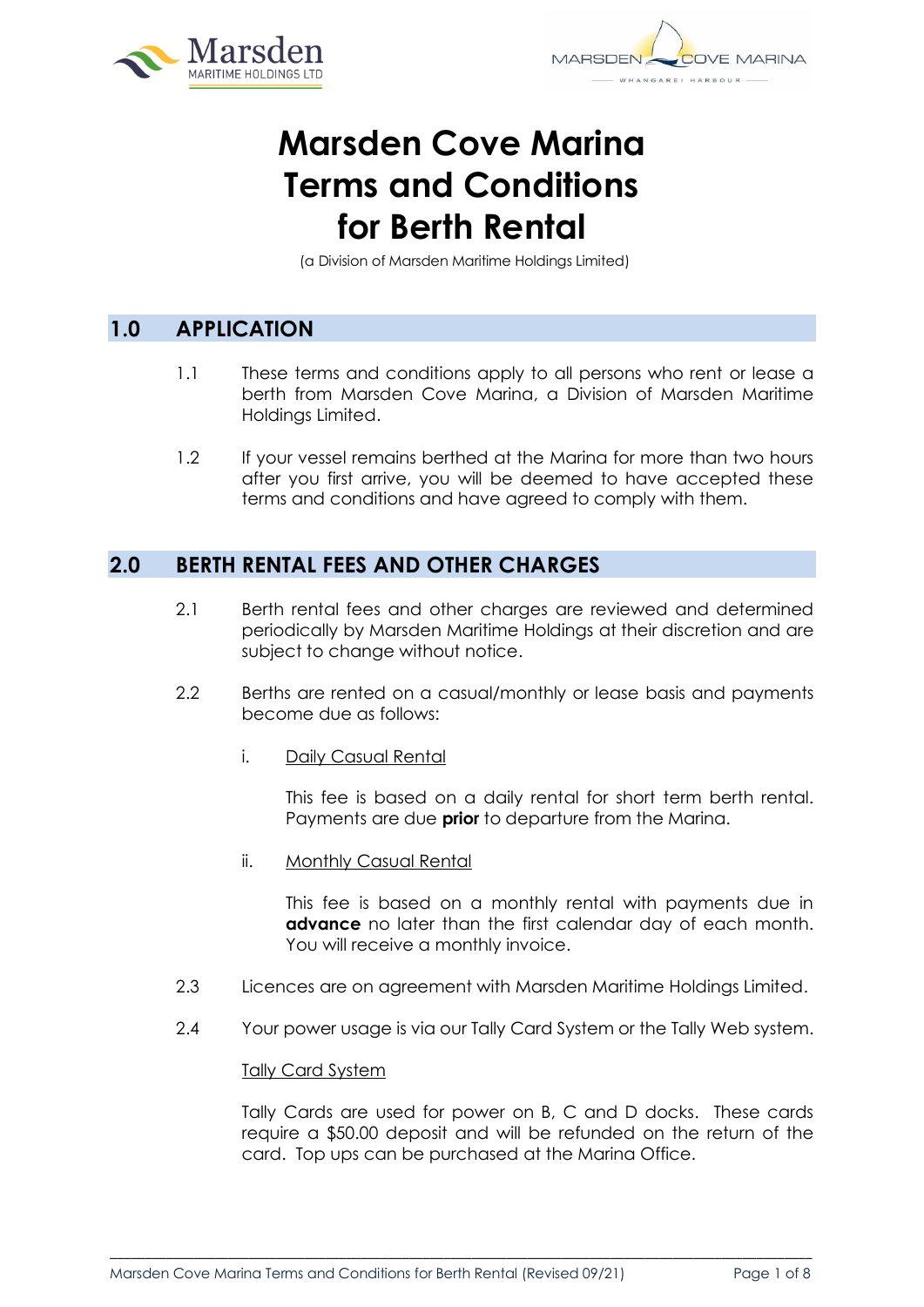# Marsden Cove Marina Terms and Conditions for Berth Rental

(a Division of Marsden Maritime Holdings Limited)

## 1.0 APPLICATION

1.1 These terms and conditions apply to all persons who rent or lease a berth from Marsden Cove Marina, a Division of Marsden Maritime Holdings Limited.

1.2 If your vessel remains berthed at the Marina for more than two hours after you first arrive, you will be deemed to have accepted these terms and conditions and have agreed to comply with them.

## 2.0 BERTH RENTAL FEES AND OTHER CHARGES

2.1 Berth rental fees and other charges are reviewed and determined periodically by Marsden Maritime Holdings at their discretion and are subject to change without notice.

2.2 Berths are rented on a casual/monthly or lease basis and payments become due as follows:

i. Daily Casual Rental

This fee is based on a daily rental for short term berth rental. Payments are due **prior** to departure from the Marina.

ii. Monthly Casual Rental

This fee is based on a monthly rental with payments due in **advance** no later than the first calendar day of each month. You will receive a monthly invoice.

2.3 Licences are on agreement with Marsden Maritime Holdings Limited.

2.4 Your power usage is via our Tally Card System or the Tally Web system.

Tally Card System

Tally Cards are used for power on B, C and D docks. These cards require a $50.00 deposit and will be refunded on the return of the card. Top ups can be purchased at the Marina Office.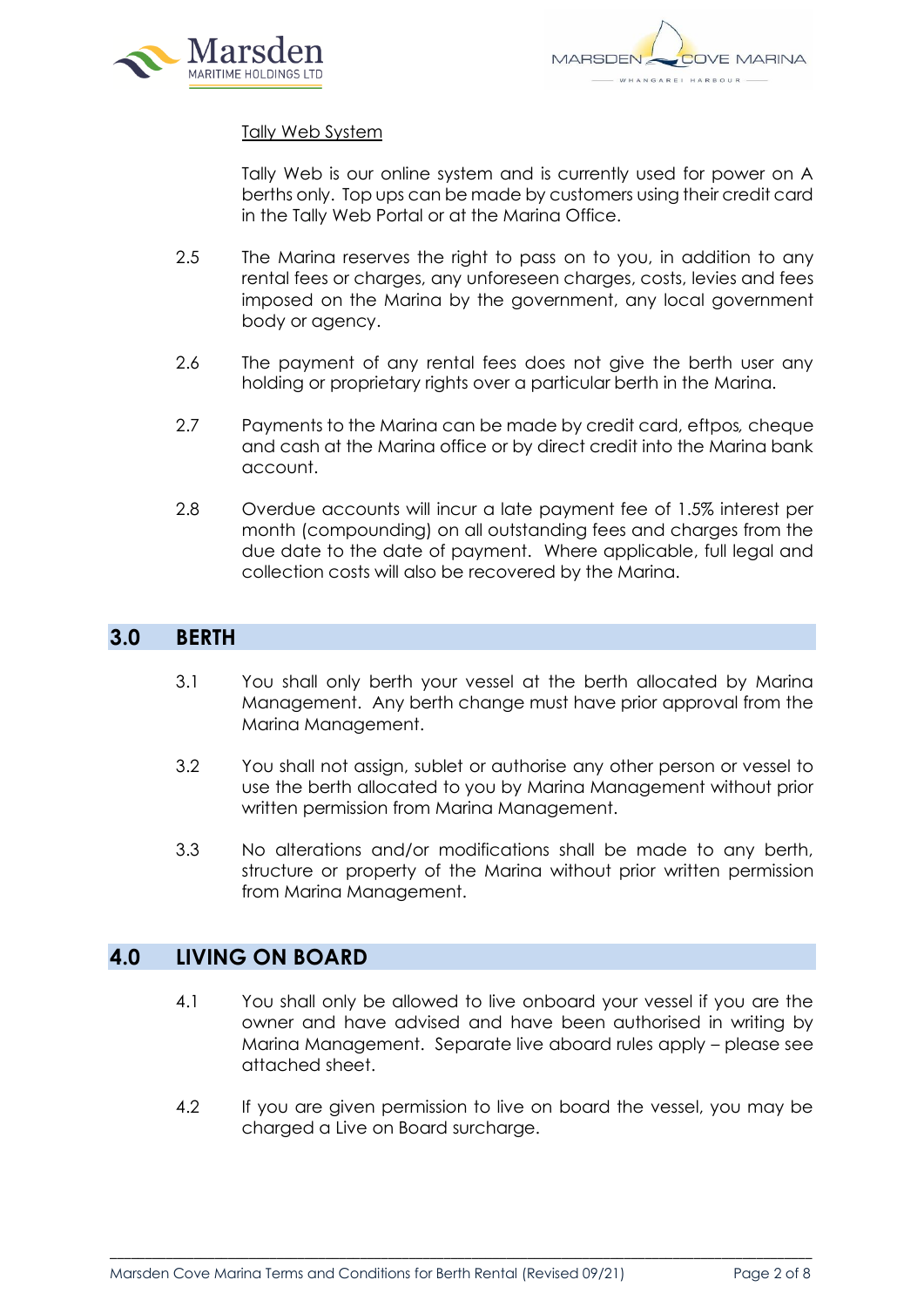Tally Web System

Tally Web is our online system and is currently used for power on A berths only. Top ups can be made by customers using their credit card in the Tally Web Portal or at the Marina Office.

2.5 The Marina reserves the right to pass on to you, in addition to any rental fees or charges, any unforeseen charges, costs, levies and fees imposed on the Marina by the government, any local government body or agency.

2.6 The payment of any rental fees does not give the berth user any holding or proprietary rights over a particular berth in the Marina.

2.7 Payments to the Marina can be made by credit card, eftpos, cheque and cash at the Marina office or by direct credit into the Marina bank account.

2.8 Overdue accounts will incur a late payment fee of 1.5% interest per month (compounding) on all outstanding fees and charges from the due date to the date of payment. Where applicable, full legal and collection costs will also be recovered by the Marina.

## 3.0 BERTH

3.1 You shall only berth your vessel at the berth allocated by Marina Management. Any berth change must have prior approval from the Marina Management.

3.2 You shall not assign, sublet or authorise any other person or vessel to use the berth allocated to you by Marina Management without prior written permission from Marina Management.

3.3 No alterations and/or modifications shall be made to any berth, structure or property of the Marina without prior written permission from Marina Management.

## 4.0 LIVING ON BOARD

4.1 You shall only be allowed to live onboard your vessel if you are the owner and have advised and have been authorised in writing by Marina Management. Separate live aboard rules apply – please see attached sheet.

4.2 If you are given permission to live on board the vessel, you may be charged a Live on Board surcharge.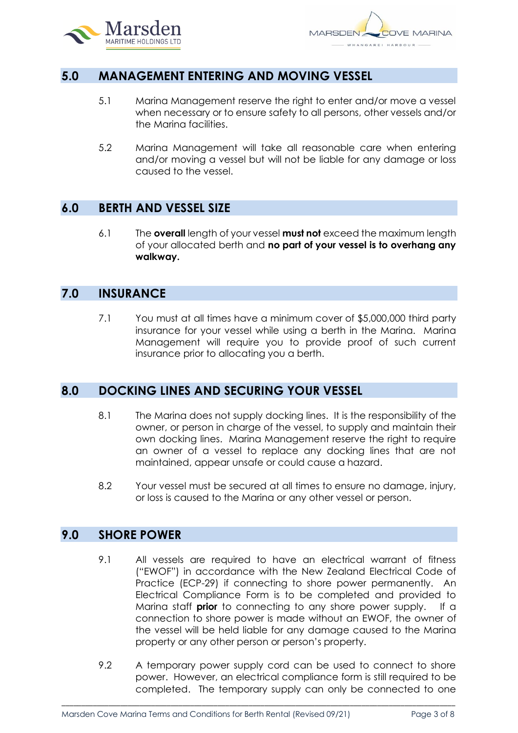## 5.0 MANAGEMENT ENTERING AND MOVING VESSEL

5.1 Marina Management reserve the right to enter and/or move a vessel when necessary or to ensure safety to all persons, other vessels and/or the Marina facilities.

5.2 Marina Management will take all reasonable care when entering and/or moving a vessel but will not be liable for any damage or loss caused to the vessel.

## 6.0 BERTH AND VESSEL SIZE

6.1 The **overall** length of your vessel **must not** exceed the maximum length of your allocated berth and **no part of your vessel is to overhang any walkway.**

## 7.0 INSURANCE

7.1 You must at all times have a minimum cover of $5,000,000 third party insurance for your vessel while using a berth in the Marina. Marina Management will require you to provide proof of such current insurance prior to allocating you a berth.

## 8.0 DOCKING LINES AND SECURING YOUR VESSEL

8.1 The Marina does not supply docking lines. It is the responsibility of the owner, or person in charge of the vessel, to supply and maintain their own docking lines. Marina Management reserve the right to require an owner of a vessel to replace any docking lines that are not maintained, appear unsafe or could cause a hazard.

8.2 Your vessel must be secured at all times to ensure no damage, injury, or loss is caused to the Marina or any other vessel or person.

## 9.0 SHORE POWER

9.1 All vessels are required to have an electrical warrant of fitness ("EWOF") in accordance with the New Zealand Electrical Code of Practice (ECP-29) if connecting to shore power permanently. An Electrical Compliance Form is to be completed and provided to Marina staff **prior** to connecting to any shore power supply. If a connection to shore power is made without an EWOF, the owner of the vessel will be held liable for any damage caused to the Marina property or any other person or person's property.

9.2 A temporary power supply cord can be used to connect to shore power. However, an electrical compliance form is still required to be completed. The temporary supply can only be connected to one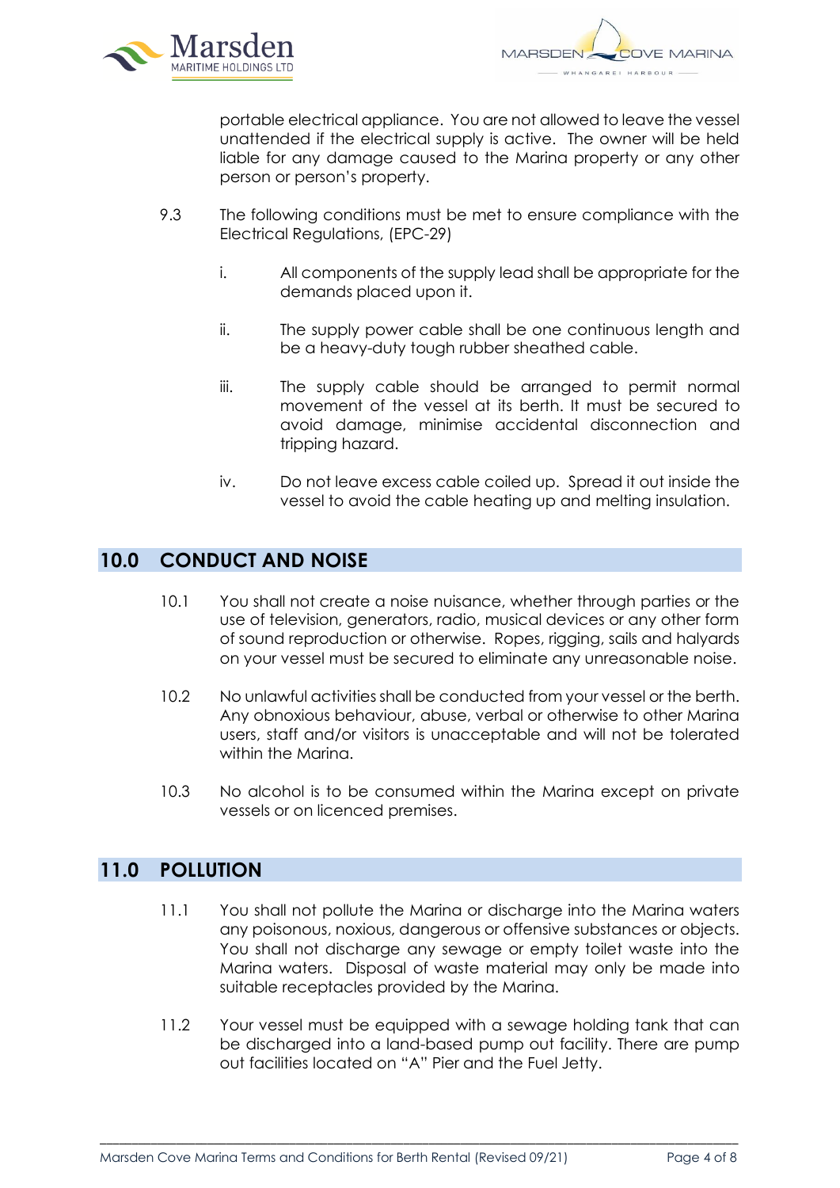portable electrical appliance. You are not allowed to leave the vessel unattended if the electrical supply is active. The owner will be held liable for any damage caused to the Marina property or any other person or person's property.

9.3 The following conditions must be met to ensure compliance with the Electrical Regulations, (EPC-29)

i. All components of the supply lead shall be appropriate for the demands placed upon it.

ii. The supply power cable shall be one continuous length and be a heavy-duty tough rubber sheathed cable.

iii. The supply cable should be arranged to permit normal movement of the vessel at its berth. It must be secured to avoid damage, minimise accidental disconnection and tripping hazard.

iv. Do not leave excess cable coiled up. Spread it out inside the vessel to avoid the cable heating up and melting insulation.

## 10.0 CONDUCT AND NOISE

10.1 You shall not create a noise nuisance, whether through parties or the use of television, generators, radio, musical devices or any other form of sound reproduction or otherwise. Ropes, rigging, sails and halyards on your vessel must be secured to eliminate any unreasonable noise.

10.2 No unlawful activities shall be conducted from your vessel or the berth. Any obnoxious behaviour, abuse, verbal or otherwise to other Marina users, staff and/or visitors is unacceptable and will not be tolerated within the Marina.

10.3 No alcohol is to be consumed within the Marina except on private vessels or on licenced premises.

## 11.0 POLLUTION

11.1 You shall not pollute the Marina or discharge into the Marina waters any poisonous, noxious, dangerous or offensive substances or objects. You shall not discharge any sewage or empty toilet waste into the Marina waters. Disposal of waste material may only be made into suitable receptacles provided by the Marina.

11.2 Your vessel must be equipped with a sewage holding tank that can be discharged into a land-based pump out facility. There are pump out facilities located on "A" Pier and the Fuel Jetty.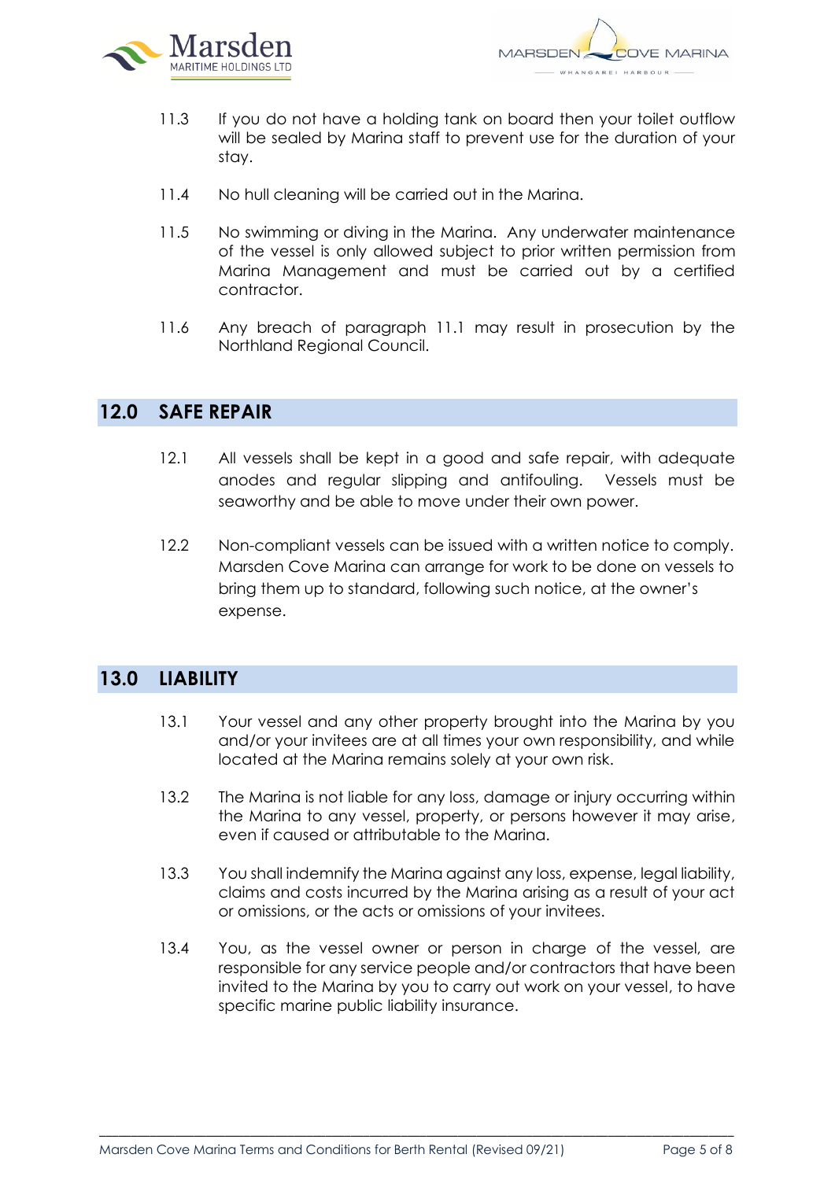11.3 If you do not have a holding tank on board then your toilet outflow will be sealed by Marina staff to prevent use for the duration of your stay.

11.4 No hull cleaning will be carried out in the Marina.

11.5 No swimming or diving in the Marina. Any underwater maintenance of the vessel is only allowed subject to prior written permission from Marina Management and must be carried out by a certified contractor.

11.6 Any breach of paragraph 11.1 may result in prosecution by the Northland Regional Council.

## 12.0 SAFE REPAIR

12.1 All vessels shall be kept in a good and safe repair, with adequate anodes and regular slipping and antifouling. Vessels must be seaworthy and be able to move under their own power.

12.2 Non-compliant vessels can be issued with a written notice to comply. Marsden Cove Marina can arrange for work to be done on vessels to bring them up to standard, following such notice, at the owner's expense.

## 13.0 LIABILITY

13.1 Your vessel and any other property brought into the Marina by you and/or your invitees are at all times your own responsibility, and while located at the Marina remains solely at your own risk.

13.2 The Marina is not liable for any loss, damage or injury occurring within the Marina to any vessel, property, or persons however it may arise, even if caused or attributable to the Marina.

13.3 You shall indemnify the Marina against any loss, expense, legal liability, claims and costs incurred by the Marina arising as a result of your act or omissions, or the acts or omissions of your invitees.

13.4 You, as the vessel owner or person in charge of the vessel, are responsible for any service people and/or contractors that have been invited to the Marina by you to carry out work on your vessel, to have specific marine public liability insurance.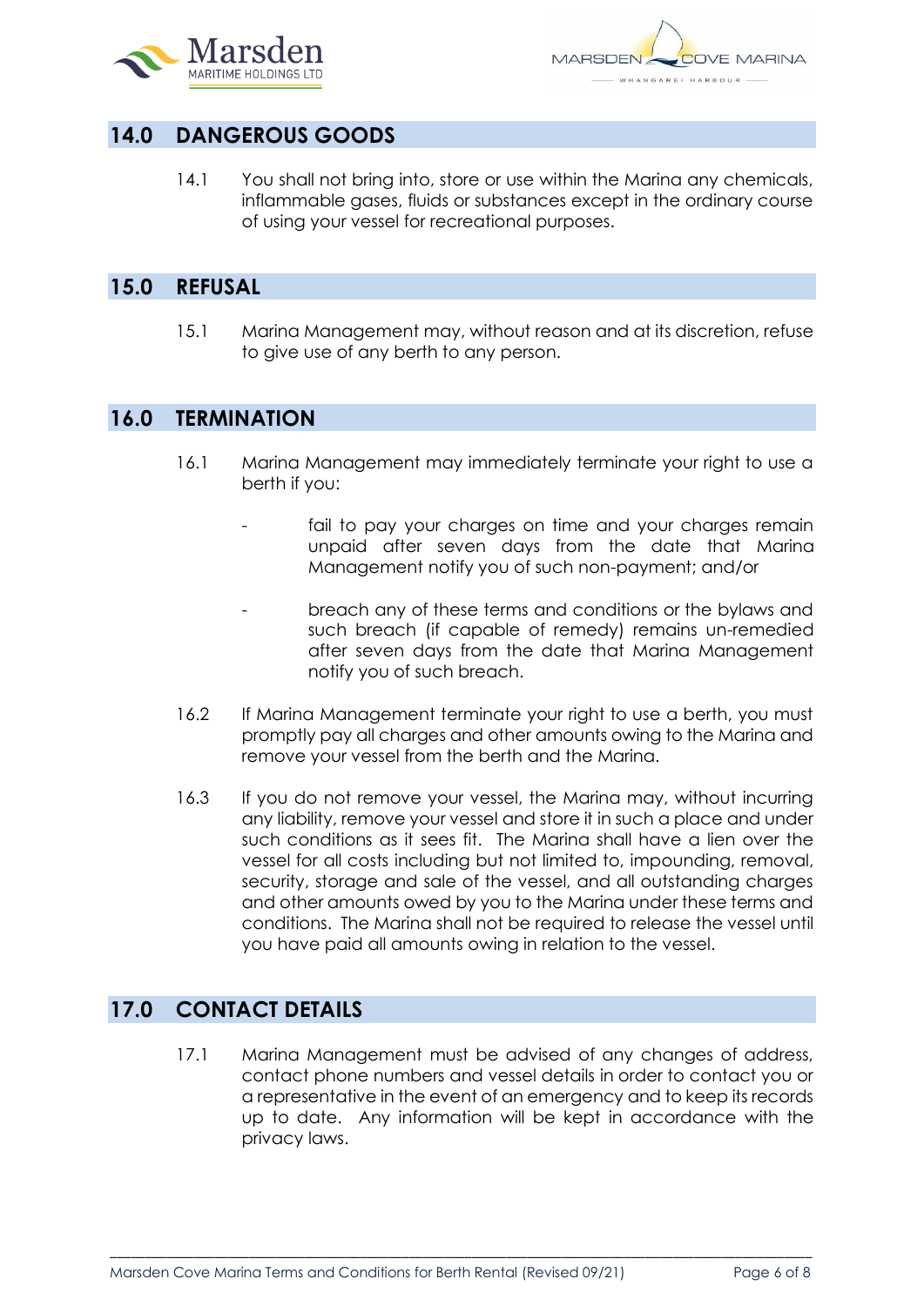## 14.0 DANGEROUS GOODS

14.1 You shall not bring into, store or use within the Marina any chemicals, inflammable gases, fluids or substances except in the ordinary course of using your vessel for recreational purposes.

## 15.0 REFUSAL

15.1 Marina Management may, without reason and at its discretion, refuse to give use of any berth to any person.

## 16.0 TERMINATION

16.1 Marina Management may immediately terminate your right to use a berth if you:

- fail to pay your charges on time and your charges remain unpaid after seven days from the date that Marina Management notify you of such non-payment; and/or
- breach any of these terms and conditions or the bylaws and such breach (if capable of remedy) remains un-remedied after seven days from the date that Marina Management notify you of such breach.

16.2 If Marina Management terminate your right to use a berth, you must promptly pay all charges and other amounts owing to the Marina and remove your vessel from the berth and the Marina.

16.3 If you do not remove your vessel, the Marina may, without incurring any liability, remove your vessel and store it in such a place and under such conditions as it sees fit. The Marina shall have a lien over the vessel for all costs including but not limited to, impounding, removal, security, storage and sale of the vessel, and all outstanding charges and other amounts owed by you to the Marina under these terms and conditions. The Marina shall not be required to release the vessel until you have paid all amounts owing in relation to the vessel.

## 17.0 CONTACT DETAILS

17.1 Marina Management must be advised of any changes of address, contact phone numbers and vessel details in order to contact you or a representative in the event of an emergency and to keep its records up to date. Any information will be kept in accordance with the privacy laws.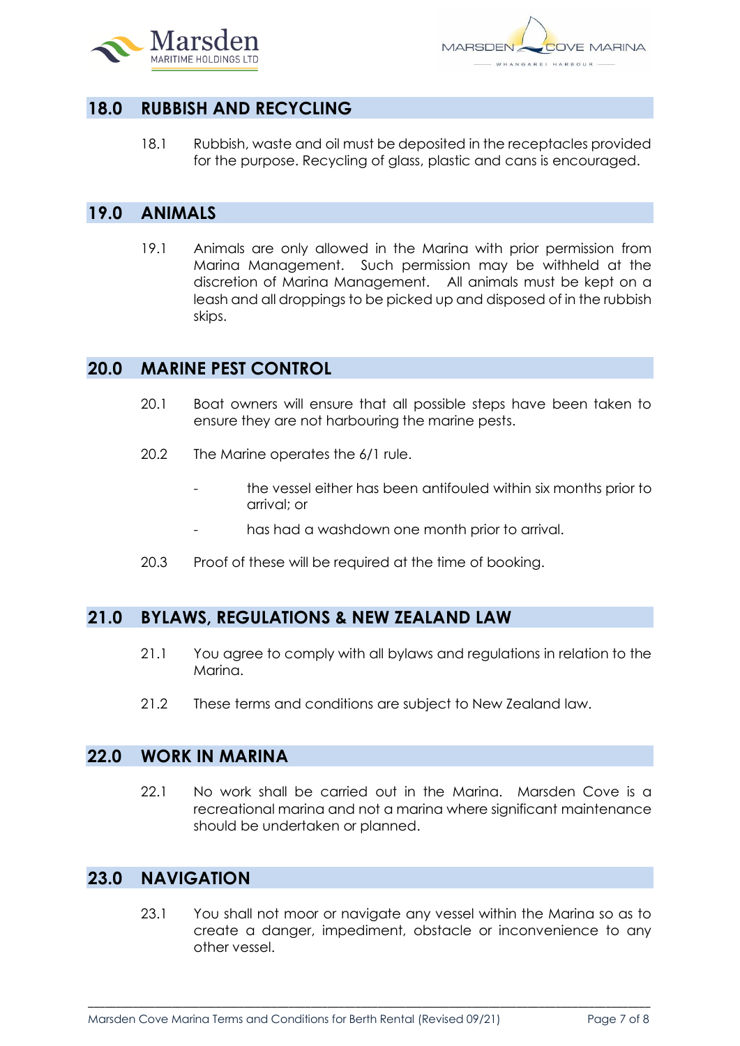## 18.0 RUBBISH AND RECYCLING

18.1 Rubbish, waste and oil must be deposited in the receptacles provided for the purpose. Recycling of glass, plastic and cans is encouraged.

## 19.0 ANIMALS

19.1 Animals are only allowed in the Marina with prior permission from Marina Management. Such permission may be withheld at the discretion of Marina Management. All animals must be kept on a leash and all droppings to be picked up and disposed of in the rubbish skips.

## 20.0 MARINE PEST CONTROL

20.1 Boat owners will ensure that all possible steps have been taken to ensure they are not harbouring the marine pests.

20.2 The Marine operates the 6/1 rule.

- the vessel either has been antifouled within six months prior to arrival; or
- has had a washdown one month prior to arrival.

20.3 Proof of these will be required at the time of booking.

## 21.0 BYLAWS, REGULATIONS & NEW ZEALAND LAW

21.1 You agree to comply with all bylaws and regulations in relation to the Marina.

21.2 These terms and conditions are subject to New Zealand law.

## 22.0 WORK IN MARINA

22.1 No work shall be carried out in the Marina. Marsden Cove is a recreational marina and not a marina where significant maintenance should be undertaken or planned.

## 23.0 NAVIGATION

23.1 You shall not moor or navigate any vessel within the Marina so as to create a danger, impediment, obstacle or inconvenience to any other vessel.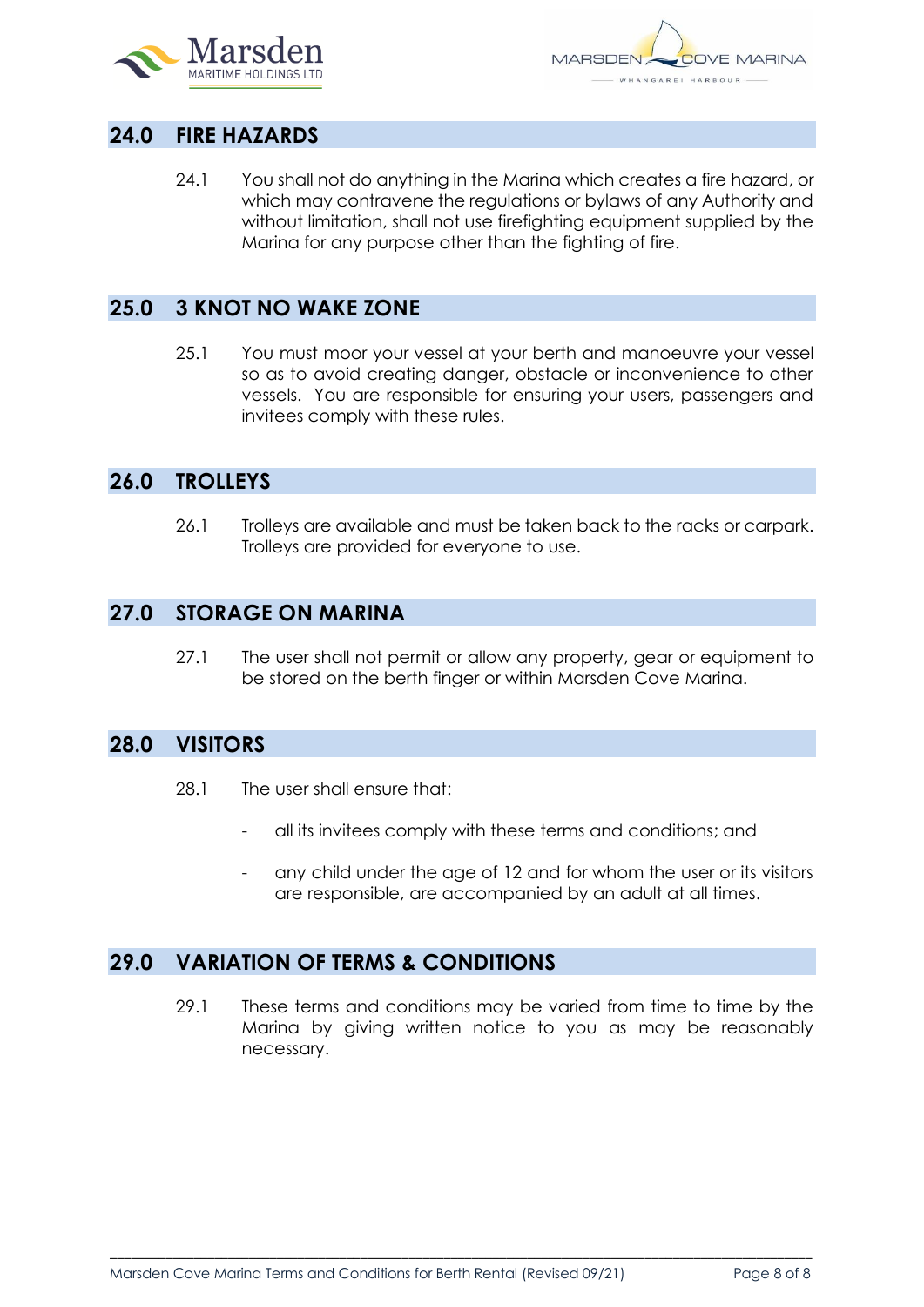## 24.0 FIRE HAZARDS

24.1 You shall not do anything in the Marina which creates a fire hazard, or which may contravene the regulations or bylaws of any Authority and without limitation, shall not use firefighting equipment supplied by the Marina for any purpose other than the fighting of fire.

## 25.0 3 KNOT NO WAKE ZONE

25.1 You must moor your vessel at your berth and manoeuvre your vessel so as to avoid creating danger, obstacle or inconvenience to other vessels. You are responsible for ensuring your users, passengers and invitees comply with these rules.

## 26.0 TROLLEYS

26.1 Trolleys are available and must be taken back to the racks or carpark. Trolleys are provided for everyone to use.

## 27.0 STORAGE ON MARINA

27.1 The user shall not permit or allow any property, gear or equipment to be stored on the berth finger or within Marsden Cove Marina.

## 28.0 VISITORS

28.1 The user shall ensure that:

- all its invitees comply with these terms and conditions; and
- any child under the age of 12 and for whom the user or its visitors are responsible, are accompanied by an adult at all times.

## 29.0 VARIATION OF TERMS & CONDITIONS

29.1 These terms and conditions may be varied from time to time by the Marina by giving written notice to you as may be reasonably necessary.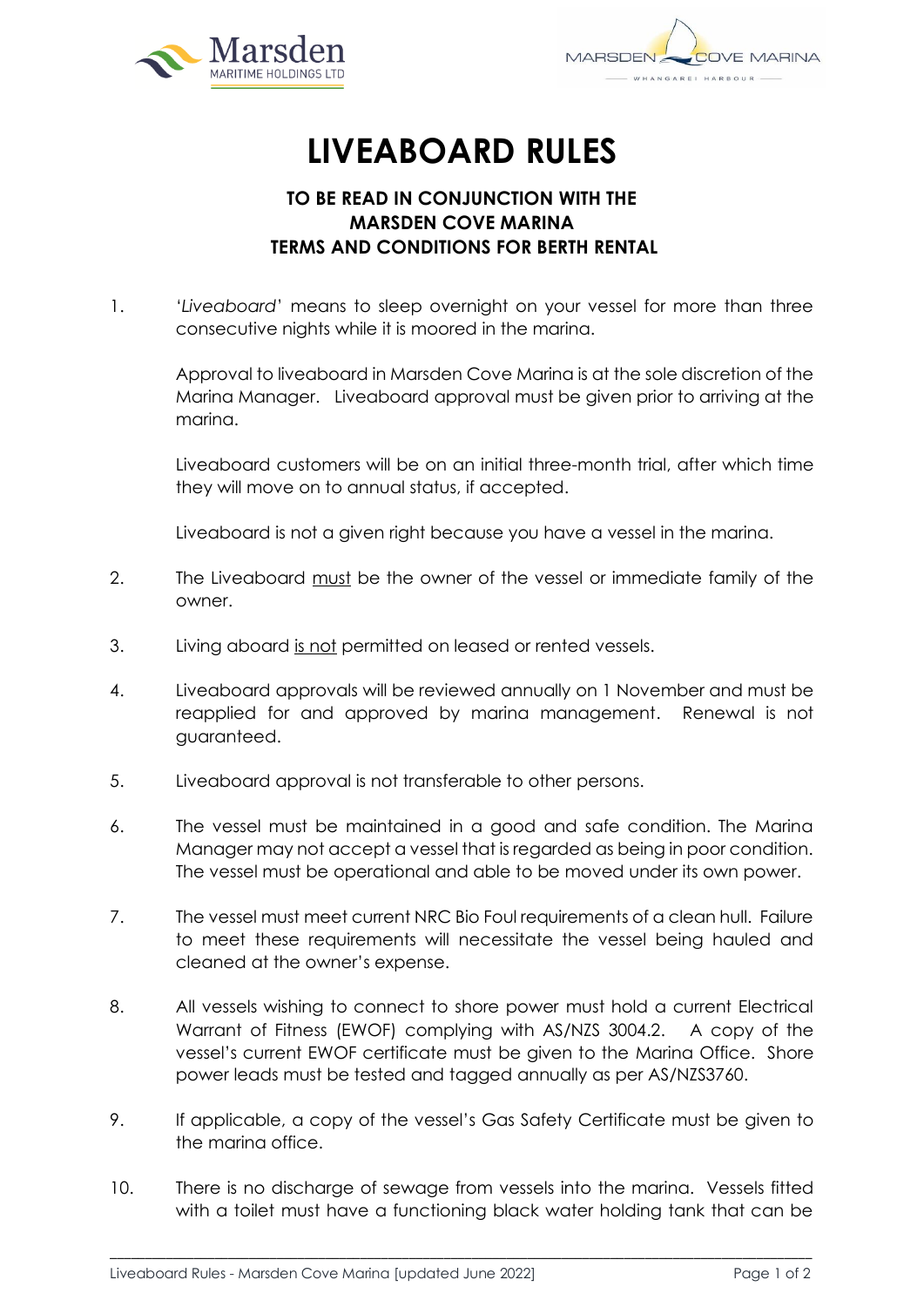# LIVEABOARD RULES

### TO BE READ IN CONJUNCTION WITH THE MARSDEN COVE MARINA TERMS AND CONDITIONS FOR BERTH RENTAL

1. '*Liveaboard*' means to sleep overnight on your vessel for more than three consecutive nights while it is moored in the marina.

   Approval to liveaboard in Marsden Cove Marina is at the sole discretion of the Marina Manager. Liveaboard approval must be given prior to arriving at the marina.

   Liveaboard customers will be on an initial three-month trial, after which time they will move on to annual status, if accepted.

   Liveaboard is not a given right because you have a vessel in the marina.

2. The Liveaboard <u>must</u> be the owner of the vessel or immediate family of the owner.

3. Living aboard <u>is not</u> permitted on leased or rented vessels.

4. Liveaboard approvals will be reviewed annually on 1 November and must be reapplied for and approved by marina management. Renewal is not guaranteed.

5. Liveaboard approval is not transferable to other persons.

6. The vessel must be maintained in a good and safe condition. The Marina Manager may not accept a vessel that is regarded as being in poor condition. The vessel must be operational and able to be moved under its own power.

7. The vessel must meet current NRC Bio Foul requirements of a clean hull. Failure to meet these requirements will necessitate the vessel being hauled and cleaned at the owner's expense.

8. All vessels wishing to connect to shore power must hold a current Electrical Warrant of Fitness (EWOF) complying with AS/NZS 3004.2. A copy of the vessel's current EWOF certificate must be given to the Marina Office. Shore power leads must be tested and tagged annually as per AS/NZS3760.

9. If applicable, a copy of the vessel's Gas Safety Certificate must be given to the marina office.

10. There is no discharge of sewage from vessels into the marina. Vessels fitted with a toilet must have a functioning black water holding tank that can be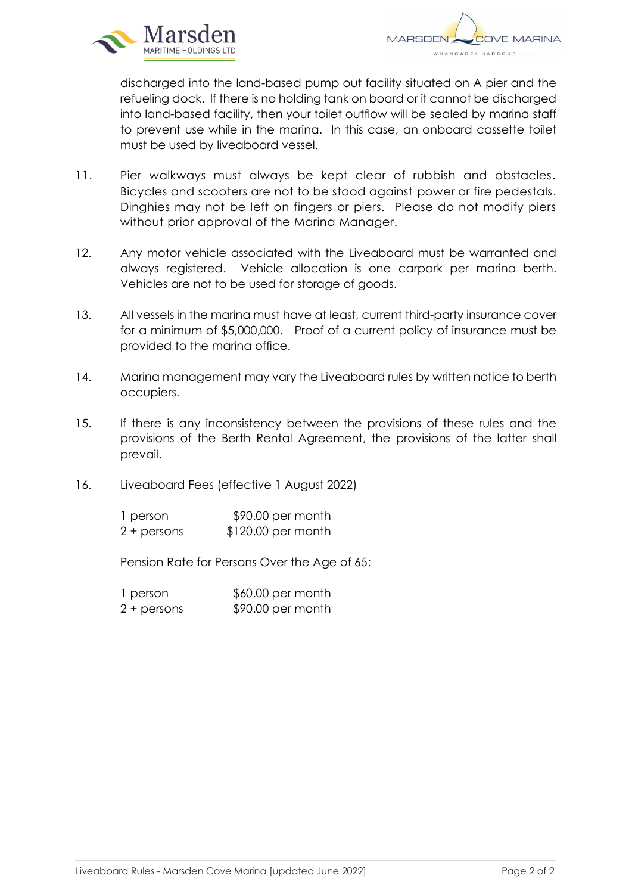discharged into the land-based pump out facility situated on A pier and the refueling dock. If there is no holding tank on board or it cannot be discharged into land-based facility, then your toilet outflow will be sealed by marina staff to prevent use while in the marina. In this case, an onboard cassette toilet must be used by liveaboard vessel.

11. Pier walkways must always be kept clear of rubbish and obstacles. Bicycles and scooters are not to be stood against power or fire pedestals. Dinghies may not be left on fingers or piers. Please do not modify piers without prior approval of the Marina Manager.

12. Any motor vehicle associated with the Liveaboard must be warranted and always registered. Vehicle allocation is one carpark per marina berth. Vehicles are not to be used for storage of goods.

13. All vessels in the marina must have at least, current third-party insurance cover for a minimum of $5,000,000. Proof of a current policy of insurance must be provided to the marina office.

14. Marina management may vary the Liveaboard rules by written notice to berth occupiers.

15. If there is any inconsistency between the provisions of these rules and the provisions of the Berth Rental Agreement, the provisions of the latter shall prevail.

16. Liveaboard Fees (effective 1 August 2022)

| | |
|---|---|
| 1 person | $90.00 per month |
| 2 + persons | $120.00 per month |

Pension Rate for Persons Over the Age of 65:

| | |
|---|---|
| 1 person | $60.00 per month |
| 2 + persons | $90.00 per month |